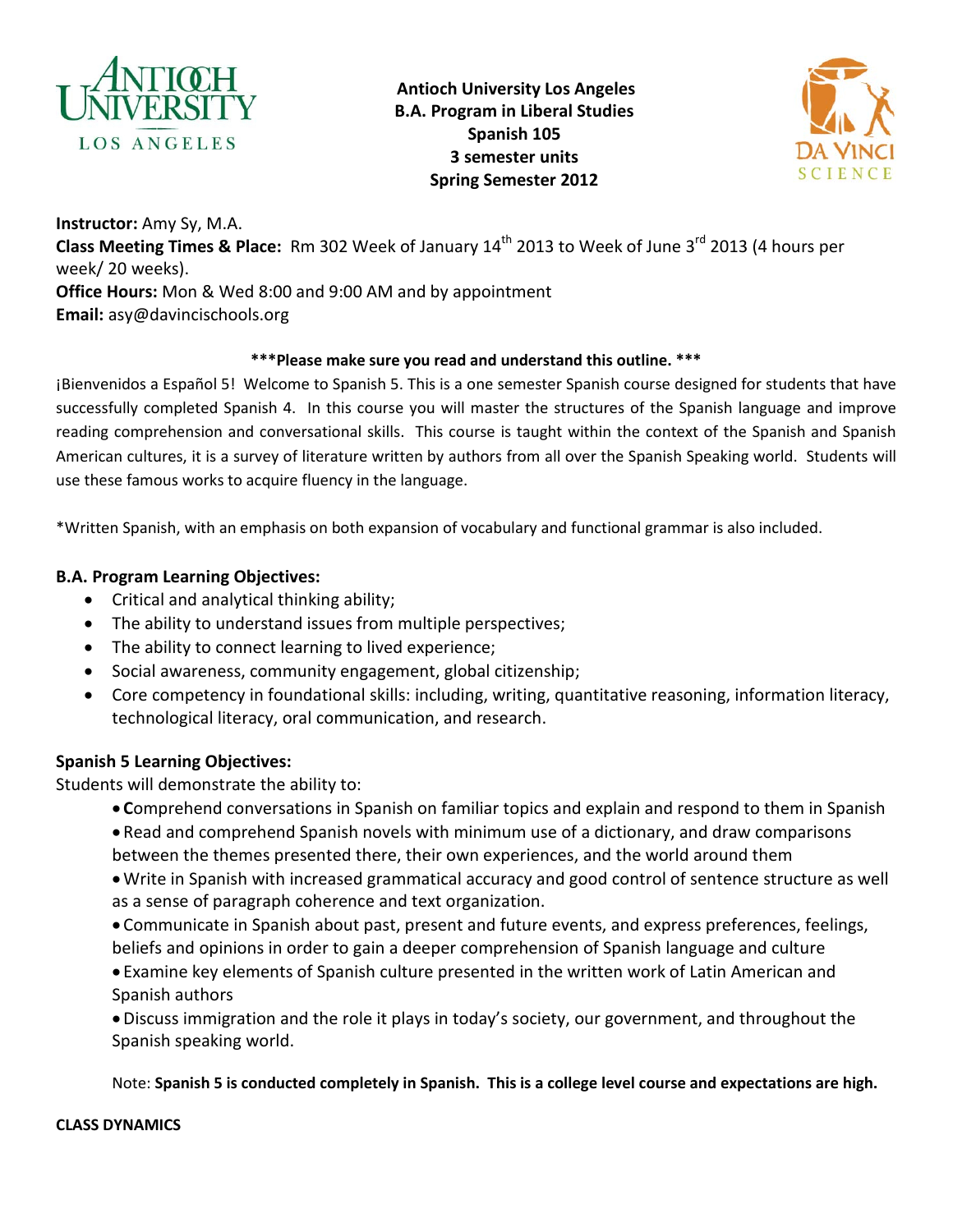**Antioch University Los Angeles**
**B.A. Program in Liberal Studies**
**Spanish 105**
**3 semester units**
**Spring Semester 2012**

**Instructor:** Amy Sy, M.A.
**Class Meeting Times & Place:** Rm 302 Week of January 14th 2013 to Week of June 3rd 2013 (4 hours per week/ 20 weeks).
**Office Hours:** Mon & Wed 8:00 and 9:00 AM and by appointment
**Email:** asy@davincischools.org

**\*\*\*Please make sure you read and understand this outline. \*\*\***

¡Bienvenidos a Español 5! Welcome to Spanish 5. This is a one semester Spanish course designed for students that have successfully completed Spanish 4. In this course you will master the structures of the Spanish language and improve reading comprehension and conversational skills. This course is taught within the context of the Spanish and Spanish American cultures, it is a survey of literature written by authors from all over the Spanish Speaking world. Students will use these famous works to acquire fluency in the language.

*Written Spanish, with an emphasis on both expansion of vocabulary and functional grammar is also included.

### B.A. Program Learning Objectives:

- Critical and analytical thinking ability;
- The ability to understand issues from multiple perspectives;
- The ability to connect learning to lived experience;
- Social awareness, community engagement, global citizenship;
- Core competency in foundational skills: including, writing, quantitative reasoning, information literacy, technological literacy, oral communication, and research.

### Spanish 5 Learning Objectives:

Students will demonstrate the ability to:

- **C**omprehend conversations in Spanish on familiar topics and explain and respond to them in Spanish
- Read and comprehend Spanish novels with minimum use of a dictionary, and draw comparisons between the themes presented there, their own experiences, and the world around them
- Write in Spanish with increased grammatical accuracy and good control of sentence structure as well as a sense of paragraph coherence and text organization.
- Communicate in Spanish about past, present and future events, and express preferences, feelings, beliefs and opinions in order to gain a deeper comprehension of Spanish language and culture
- Examine key elements of Spanish culture presented in the written work of Latin American and Spanish authors
- Discuss immigration and the role it plays in today's society, our government, and throughout the Spanish speaking world.

Note: **Spanish 5 is conducted completely in Spanish. This is a college level course and expectations are high.**

**CLASS DYNAMICS**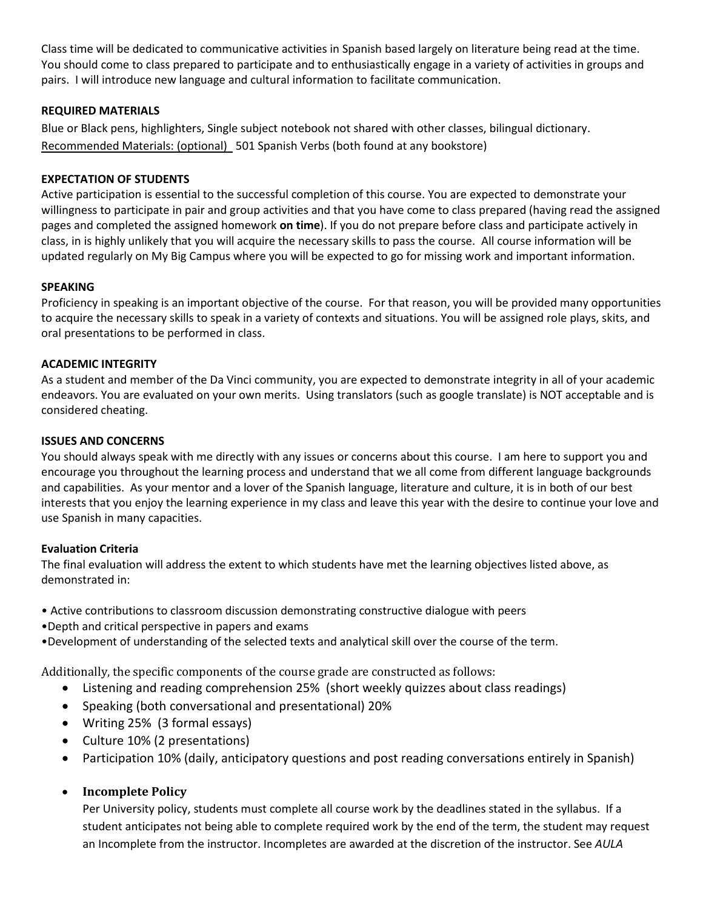Class time will be dedicated to communicative activities in Spanish based largely on literature being read at the time. You should come to class prepared to participate and to enthusiastically engage in a variety of activities in groups and pairs. I will introduce new language and cultural information to facilitate communication.

**REQUIRED MATERIALS**

Blue or Black pens, highlighters, Single subject notebook not shared with other classes, bilingual dictionary.
Recommended Materials: (optional) 501 Spanish Verbs (both found at any bookstore)

**EXPECTATION OF STUDENTS**

Active participation is essential to the successful completion of this course. You are expected to demonstrate your willingness to participate in pair and group activities and that you have come to class prepared (having read the assigned pages and completed the assigned homework **on time**). If you do not prepare before class and participate actively in class, in is highly unlikely that you will acquire the necessary skills to pass the course. All course information will be updated regularly on My Big Campus where you will be expected to go for missing work and important information.

**SPEAKING**

Proficiency in speaking is an important objective of the course. For that reason, you will be provided many opportunities to acquire the necessary skills to speak in a variety of contexts and situations. You will be assigned role plays, skits, and oral presentations to be performed in class.

**ACADEMIC INTEGRITY**

As a student and member of the Da Vinci community, you are expected to demonstrate integrity in all of your academic endeavors. You are evaluated on your own merits. Using translators (such as google translate) is NOT acceptable and is considered cheating.

**ISSUES AND CONCERNS**

You should always speak with me directly with any issues or concerns about this course. I am here to support you and encourage you throughout the learning process and understand that we all come from different language backgrounds and capabilities. As your mentor and a lover of the Spanish language, literature and culture, it is in both of our best interests that you enjoy the learning experience in my class and leave this year with the desire to continue your love and use Spanish in many capacities.

**Evaluation Criteria**

The final evaluation will address the extent to which students have met the learning objectives listed above, as demonstrated in:

- Active contributions to classroom discussion demonstrating constructive dialogue with peers
- Depth and critical perspective in papers and exams
- Development of understanding of the selected texts and analytical skill over the course of the term.

Additionally, the specific components of the course grade are constructed as follows:

- Listening and reading comprehension 25% (short weekly quizzes about class readings)
- Speaking (both conversational and presentational) 20%
- Writing 25% (3 formal essays)
- Culture 10% (2 presentations)
- Participation 10% (daily, anticipatory questions and post reading conversations entirely in Spanish)
- **Incomplete Policy**

  Per University policy, students must complete all course work by the deadlines stated in the syllabus. If a student anticipates not being able to complete required work by the end of the term, the student may request an Incomplete from the instructor. Incompletes are awarded at the discretion of the instructor. See *AULA*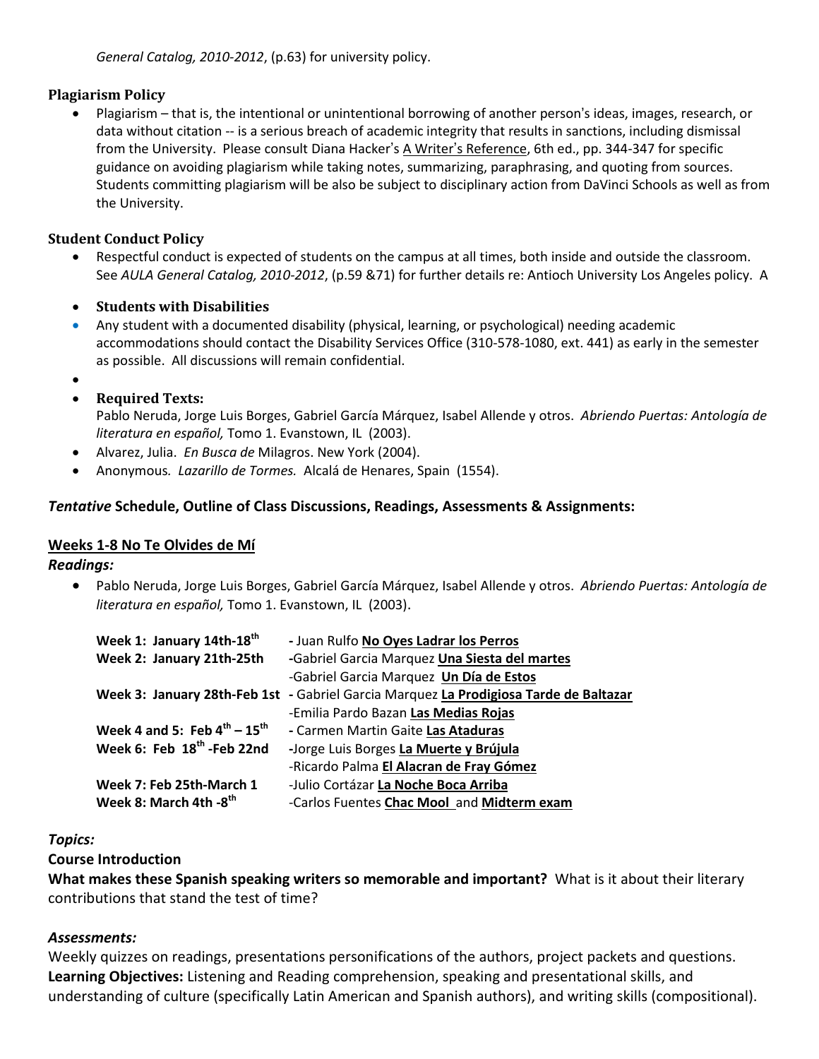*General Catalog, 2010-2012*, (p.63) for university policy.

### Plagiarism Policy

- Plagiarism – that is, the intentional or unintentional borrowing of another person's ideas, images, research, or data without citation -- is a serious breach of academic integrity that results in sanctions, including dismissal from the University. Please consult Diana Hacker's A Writer's Reference, 6th ed., pp. 344-347 for specific guidance on avoiding plagiarism while taking notes, summarizing, paraphrasing, and quoting from sources. Students committing plagiarism will be also be subject to disciplinary action from DaVinci Schools as well as from the University.

### Student Conduct Policy

- Respectful conduct is expected of students on the campus at all times, both inside and outside the classroom. See *AULA General Catalog, 2010-2012*, (p.59 &71) for further details re: Antioch University Los Angeles policy. A
- **Students with Disabilities**
- Any student with a documented disability (physical, learning, or psychological) needing academic accommodations should contact the Disability Services Office (310-578-1080, ext. 441) as early in the semester as possible. All discussions will remain confidential.
- **Required Texts:**
  Pablo Neruda, Jorge Luis Borges, Gabriel García Márquez, Isabel Allende y otros. *Abriendo Puertas: Antología de literatura en español,* Tomo 1. Evanstown, IL (2003).
- Alvarez, Julia. *En Busca de* Milagros. New York (2004).
- Anonymous*. Lazarillo de Tormes.* Alcalá de Henares, Spain (1554).

***Tentative* Schedule, Outline of Class Discussions, Readings, Assessments & Assignments:**

**Weeks 1-8 No Te Olvides de Mí**

***Readings:***

- Pablo Neruda, Jorge Luis Borges, Gabriel García Márquez, Isabel Allende y otros. *Abriendo Puertas: Antología de literatura en español,* Tomo 1. Evanstown, IL (2003).

| | |
|---|---|
| **Week 1: January 14th-18th** | - Juan Rulfo **No Oyes Ladrar los Perros** |
| **Week 2: January 21th-25th** | -Gabriel Garcia Marquez **Una Siesta del martes** |
| | -Gabriel Garcia Marquez **Un Día de Estos** |
| **Week 3: January 28th-Feb 1st** | - Gabriel Garcia Marquez **La Prodigiosa Tarde de Baltazar** |
| | -Emilia Pardo Bazan **Las Medias Rojas** |
| **Week 4 and 5: Feb 4th – 15th** | - Carmen Martin Gaite **Las Ataduras** |
| **Week 6: Feb 18th -Feb 22nd** | -Jorge Luis Borges **La Muerte y Brújula** |
| | -Ricardo Palma **El Alacran de Fray Gómez** |
| **Week 7: Feb 25th-March 1** | -Julio Cortázar **La Noche Boca Arriba** |
| **Week 8: March 4th -8th** | -Carlos Fuentes **Chac Mool** and **Midterm exam** |

***Topics:***

**Course Introduction**

**What makes these Spanish speaking writers so memorable and important?** What is it about their literary contributions that stand the test of time?

***Assessments:***

Weekly quizzes on readings, presentations personifications of the authors, project packets and questions.

**Learning Objectives:** Listening and Reading comprehension, speaking and presentational skills, and understanding of culture (specifically Latin American and Spanish authors), and writing skills (compositional).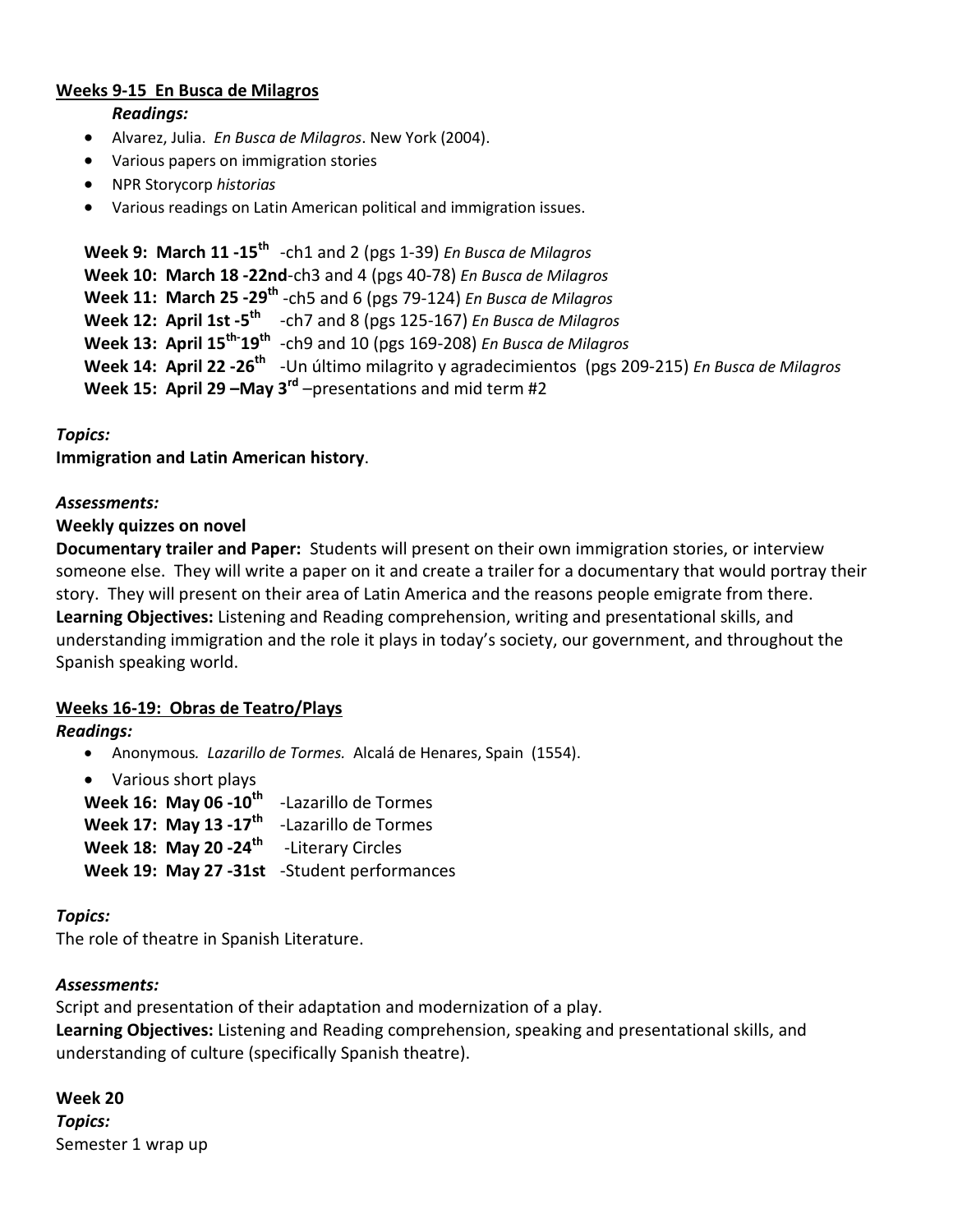**Weeks 9-15 En Busca de Milagros**

***Readings:***

- Alvarez, Julia. *En Busca de Milagros*. New York (2004).
- Various papers on immigration stories
- NPR Storycorp *historias*
- Various readings on Latin American political and immigration issues.

**Week 9: March 11 -15th** -ch1 and 2 (pgs 1-39) *En Busca de Milagros*
**Week 10: March 18 -22nd**-ch3 and 4 (pgs 40-78) *En Busca de Milagros*
**Week 11: March 25 -29th** -ch5 and 6 (pgs 79-124) *En Busca de Milagros*
**Week 12: April 1st -5th** -ch7 and 8 (pgs 125-167) *En Busca de Milagros*
**Week 13: April 15th-19th** -ch9 and 10 (pgs 169-208) *En Busca de Milagros*
**Week 14: April 22 -26th** -Un último milagrito y agradecimientos (pgs 209-215) *En Busca de Milagros*
**Week 15: April 29 –May 3rd** –presentations and mid term #2

***Topics:***

**Immigration and Latin American history**.

***Assessments:***

**Weekly quizzes on novel**

**Documentary trailer and Paper:** Students will present on their own immigration stories, or interview someone else. They will write a paper on it and create a trailer for a documentary that would portray their story. They will present on their area of Latin America and the reasons people emigrate from there.

**Learning Objectives:** Listening and Reading comprehension, writing and presentational skills, and understanding immigration and the role it plays in today's society, our government, and throughout the Spanish speaking world.

**Weeks 16-19: Obras de Teatro/Plays**

***Readings:***

- Anonymous*. Lazarillo de Tormes.* Alcalá de Henares, Spain (1554).
- Various short plays

**Week 16: May 06 -10th** -Lazarillo de Tormes
**Week 17: May 13 -17th** -Lazarillo de Tormes
**Week 18: May 20 -24th** -Literary Circles
**Week 19: May 27 -31st** -Student performances

***Topics:***

The role of theatre in Spanish Literature.

***Assessments:***

Script and presentation of their adaptation and modernization of a play.

**Learning Objectives:** Listening and Reading comprehension, speaking and presentational skills, and understanding of culture (specifically Spanish theatre).

**Week 20**

***Topics:***

Semester 1 wrap up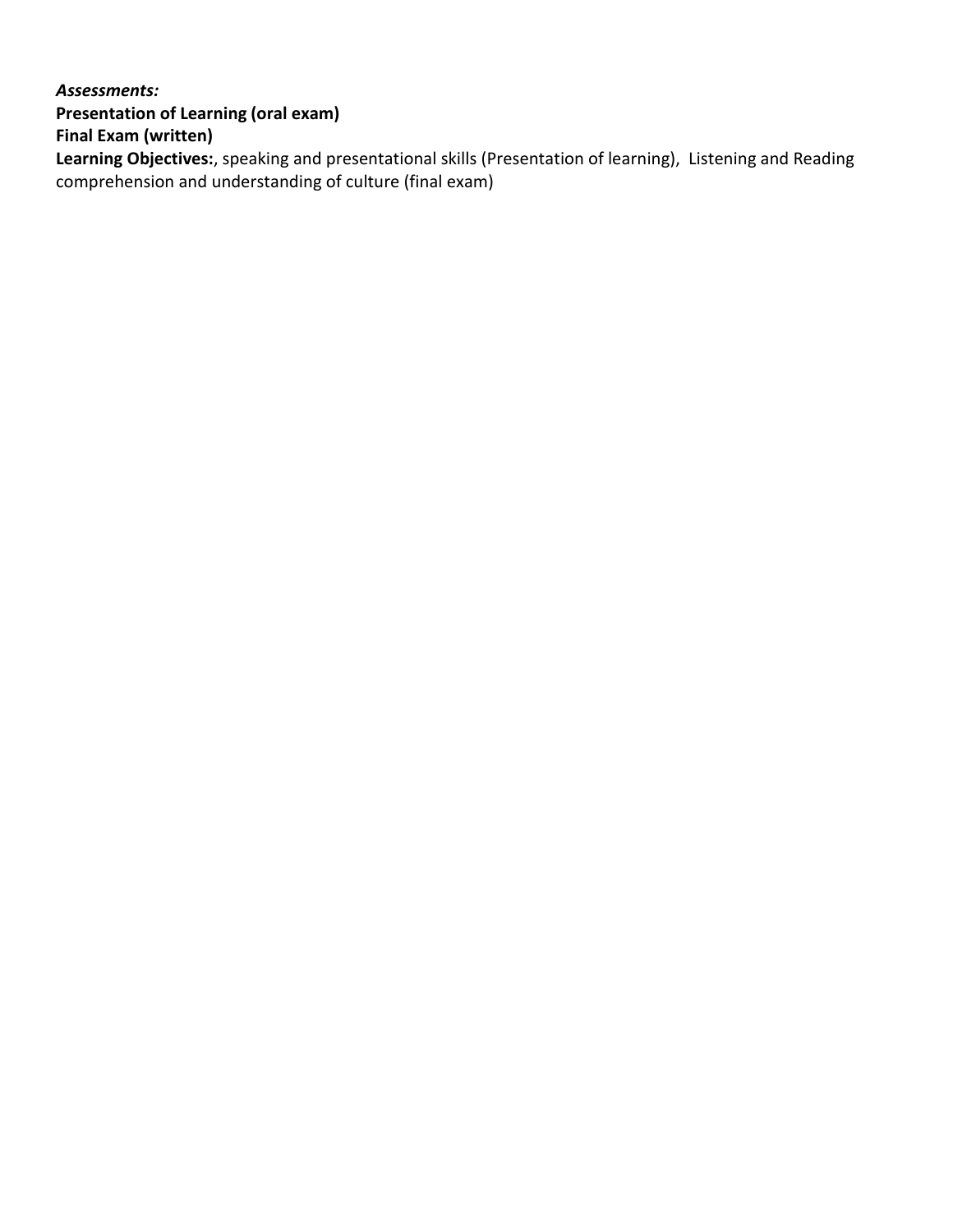***Assessments:***
**Presentation of Learning (oral exam)**
**Final Exam (written)**
**Learning Objectives:**, speaking and presentational skills (Presentation of learning), Listening and Reading comprehension and understanding of culture (final exam)